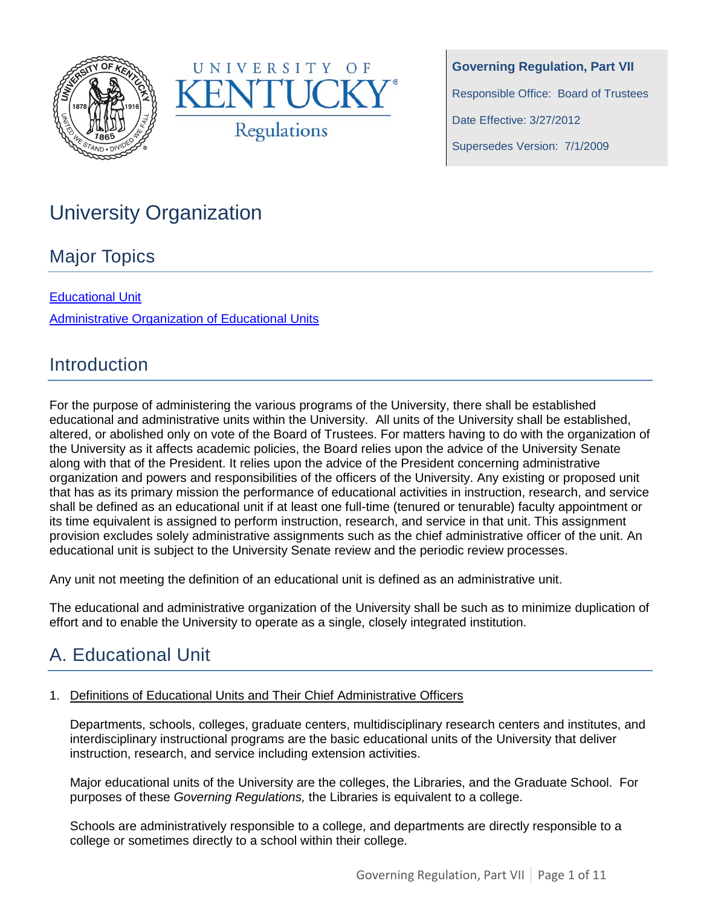**Governing Regulation, Part VII**

Responsible Office: Board of Trustees

Date Effective: 3/27/2012

Supersedes Version: 7/1/2009

# University Organization

## Major Topics

[Educational Unit](#a-educational-unit)

[Administrative Organization of Educational Units](#)

## Introduction

For the purpose of administering the various programs of the University, there shall be established educational and administrative units within the University. All units of the University shall be established, altered, or abolished only on vote of the Board of Trustees. For matters having to do with the organization of the University as it affects academic policies, the Board relies upon the advice of the University Senate along with that of the President. It relies upon the advice of the President concerning administrative organization and powers and responsibilities of the officers of the University. Any existing or proposed unit that has as its primary mission the performance of educational activities in instruction, research, and service shall be defined as an educational unit if at least one full-time (tenured or tenurable) faculty appointment or its time equivalent is assigned to perform instruction, research, and service in that unit. This assignment provision excludes solely administrative assignments such as the chief administrative officer of the unit. An educational unit is subject to the University Senate review and the periodic review processes.

Any unit not meeting the definition of an educational unit is defined as an administrative unit.

The educational and administrative organization of the University shall be such as to minimize duplication of effort and to enable the University to operate as a single, closely integrated institution.

## A. Educational Unit

1. Definitions of Educational Units and Their Chief Administrative Officers

   Departments, schools, colleges, graduate centers, multidisciplinary research centers and institutes, and interdisciplinary instructional programs are the basic educational units of the University that deliver instruction, research, and service including extension activities.

   Major educational units of the University are the colleges, the Libraries, and the Graduate School. For purposes of these *Governing Regulations,* the Libraries is equivalent to a college.

   Schools are administratively responsible to a college, and departments are directly responsible to a college or sometimes directly to a school within their college.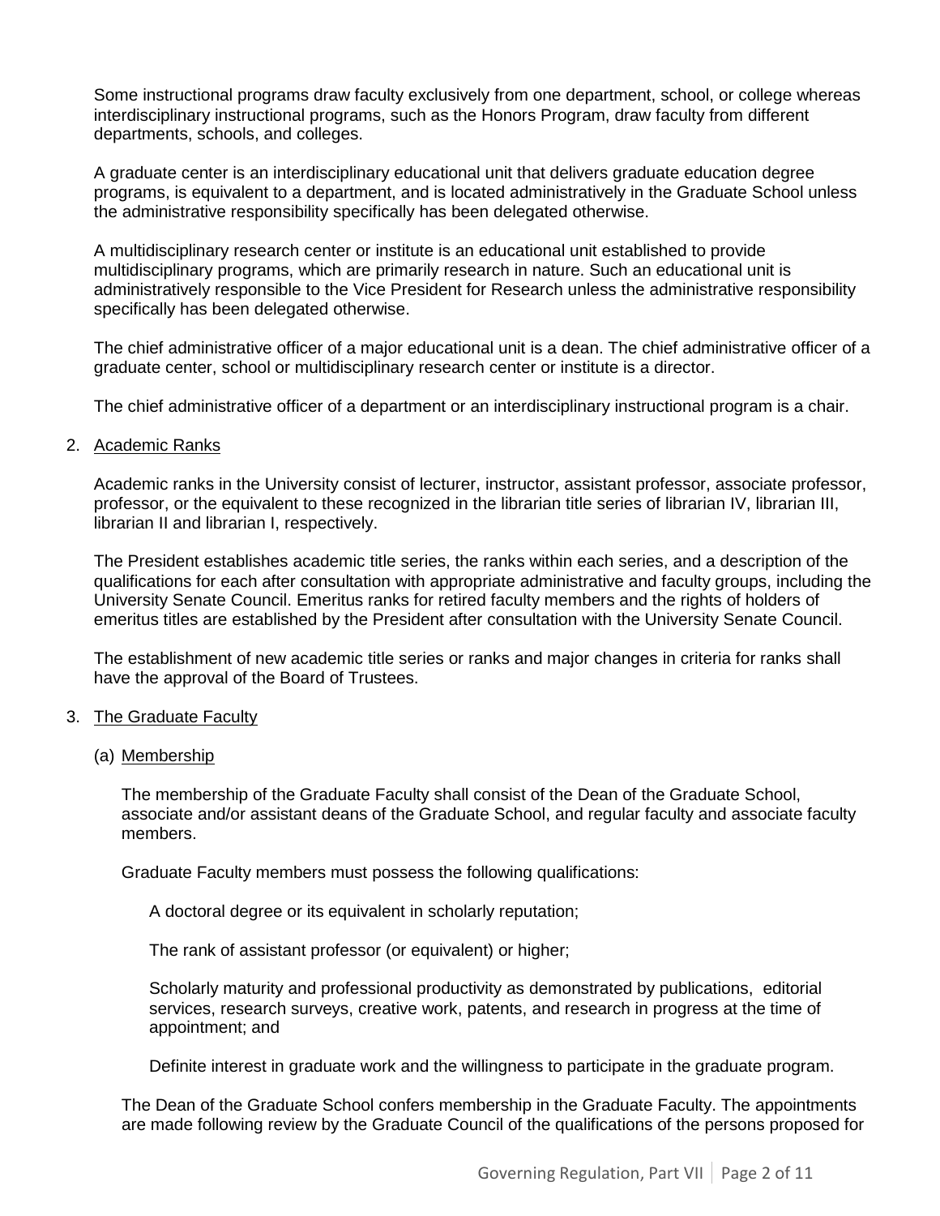Some instructional programs draw faculty exclusively from one department, school, or college whereas interdisciplinary instructional programs, such as the Honors Program, draw faculty from different departments, schools, and colleges.

A graduate center is an interdisciplinary educational unit that delivers graduate education degree programs, is equivalent to a department, and is located administratively in the Graduate School unless the administrative responsibility specifically has been delegated otherwise.

A multidisciplinary research center or institute is an educational unit established to provide multidisciplinary programs, which are primarily research in nature. Such an educational unit is administratively responsible to the Vice President for Research unless the administrative responsibility specifically has been delegated otherwise.

The chief administrative officer of a major educational unit is a dean. The chief administrative officer of a graduate center, school or multidisciplinary research center or institute is a director.

The chief administrative officer of a department or an interdisciplinary instructional program is a chair.

2. Academic Ranks

   Academic ranks in the University consist of lecturer, instructor, assistant professor, associate professor, professor, or the equivalent to these recognized in the librarian title series of librarian IV, librarian III, librarian II and librarian I, respectively.

   The President establishes academic title series, the ranks within each series, and a description of the qualifications for each after consultation with appropriate administrative and faculty groups, including the University Senate Council. Emeritus ranks for retired faculty members and the rights of holders of emeritus titles are established by the President after consultation with the University Senate Council.

   The establishment of new academic title series or ranks and major changes in criteria for ranks shall have the approval of the Board of Trustees.

3. The Graduate Faculty

   (a) Membership

   The membership of the Graduate Faculty shall consist of the Dean of the Graduate School, associate and/or assistant deans of the Graduate School, and regular faculty and associate faculty members.

   Graduate Faculty members must possess the following qualifications:

   A doctoral degree or its equivalent in scholarly reputation;

   The rank of assistant professor (or equivalent) or higher;

   Scholarly maturity and professional productivity as demonstrated by publications, editorial services, research surveys, creative work, patents, and research in progress at the time of appointment; and

   Definite interest in graduate work and the willingness to participate in the graduate program.

   The Dean of the Graduate School confers membership in the Graduate Faculty. The appointments are made following review by the Graduate Council of the qualifications of the persons proposed for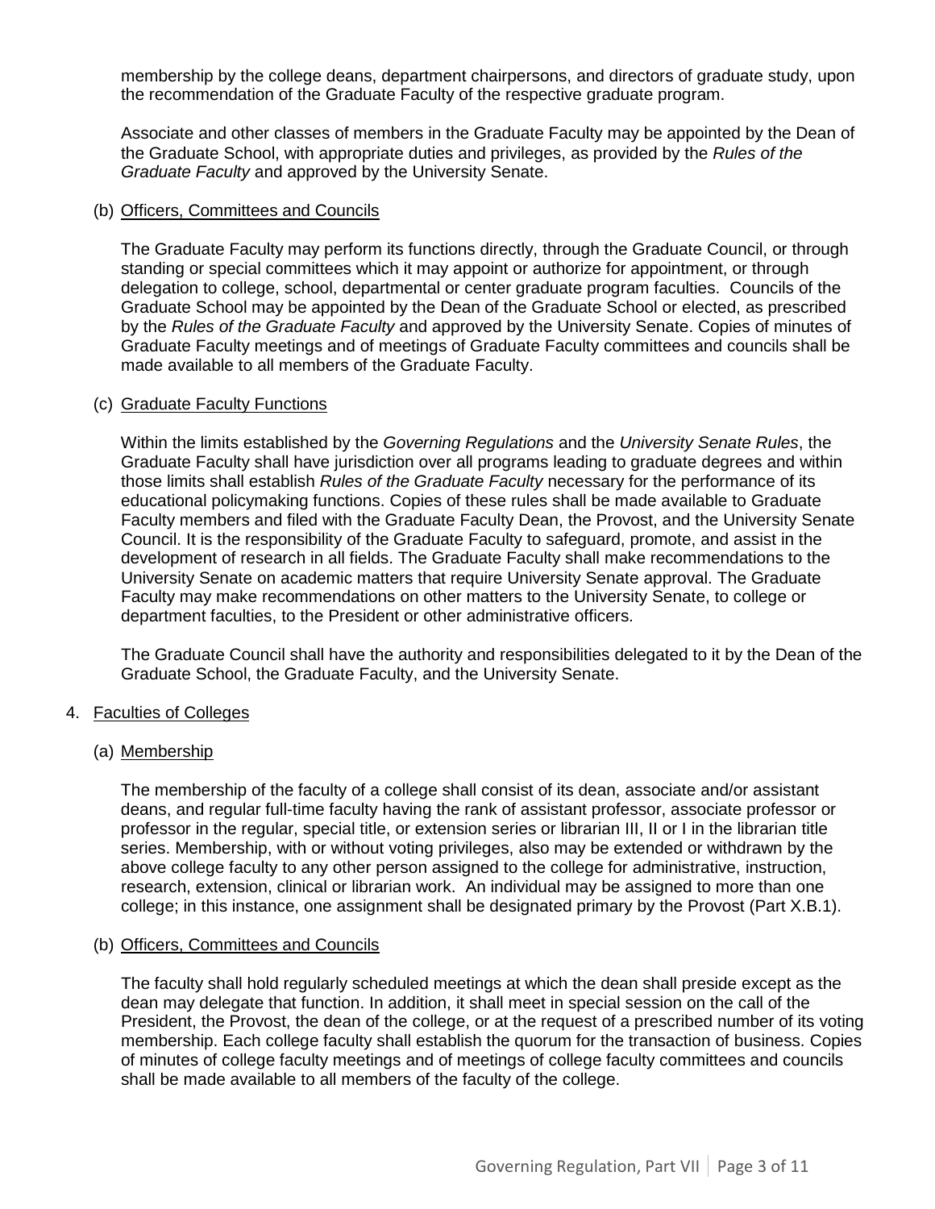membership by the college deans, department chairpersons, and directors of graduate study, upon the recommendation of the Graduate Faculty of the respective graduate program.

Associate and other classes of members in the Graduate Faculty may be appointed by the Dean of the Graduate School, with appropriate duties and privileges, as provided by the *Rules of the Graduate Faculty* and approved by the University Senate.

(b) <u>Officers, Committees and Councils</u>

The Graduate Faculty may perform its functions directly, through the Graduate Council, or through standing or special committees which it may appoint or authorize for appointment, or through delegation to college, school, departmental or center graduate program faculties. Councils of the Graduate School may be appointed by the Dean of the Graduate School or elected, as prescribed by the *Rules of the Graduate Faculty* and approved by the University Senate. Copies of minutes of Graduate Faculty meetings and of meetings of Graduate Faculty committees and councils shall be made available to all members of the Graduate Faculty.

(c) <u>Graduate Faculty Functions</u>

Within the limits established by the *Governing Regulations* and the *University Senate Rules*, the Graduate Faculty shall have jurisdiction over all programs leading to graduate degrees and within those limits shall establish *Rules of the Graduate Faculty* necessary for the performance of its educational policymaking functions. Copies of these rules shall be made available to Graduate Faculty members and filed with the Graduate Faculty Dean, the Provost, and the University Senate Council. It is the responsibility of the Graduate Faculty to safeguard, promote, and assist in the development of research in all fields. The Graduate Faculty shall make recommendations to the University Senate on academic matters that require University Senate approval. The Graduate Faculty may make recommendations on other matters to the University Senate, to college or department faculties, to the President or other administrative officers.

The Graduate Council shall have the authority and responsibilities delegated to it by the Dean of the Graduate School, the Graduate Faculty, and the University Senate.

4. <u>Faculties of Colleges</u>

(a) <u>Membership</u>

The membership of the faculty of a college shall consist of its dean, associate and/or assistant deans, and regular full-time faculty having the rank of assistant professor, associate professor or professor in the regular, special title, or extension series or librarian III, II or I in the librarian title series. Membership, with or without voting privileges, also may be extended or withdrawn by the above college faculty to any other person assigned to the college for administrative, instruction, research, extension, clinical or librarian work. An individual may be assigned to more than one college; in this instance, one assignment shall be designated primary by the Provost (Part X.B.1).

(b) <u>Officers, Committees and Councils</u>

The faculty shall hold regularly scheduled meetings at which the dean shall preside except as the dean may delegate that function. In addition, it shall meet in special session on the call of the President, the Provost, the dean of the college, or at the request of a prescribed number of its voting membership. Each college faculty shall establish the quorum for the transaction of business. Copies of minutes of college faculty meetings and of meetings of college faculty committees and councils shall be made available to all members of the faculty of the college.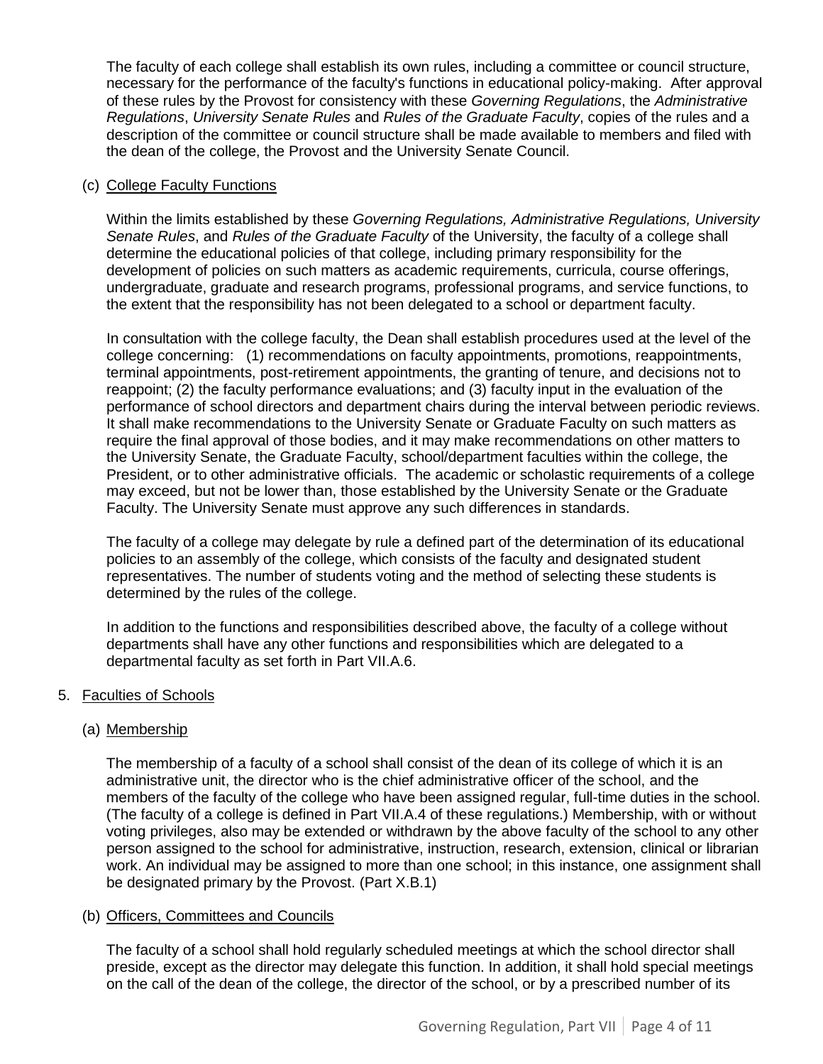The faculty of each college shall establish its own rules, including a committee or council structure, necessary for the performance of the faculty's functions in educational policy-making. After approval of these rules by the Provost for consistency with these *Governing Regulations*, the *Administrative Regulations*, *University Senate Rules* and *Rules of the Graduate Faculty*, copies of the rules and a description of the committee or council structure shall be made available to members and filed with the dean of the college, the Provost and the University Senate Council.

(c) College Faculty Functions

Within the limits established by these *Governing Regulations, Administrative Regulations, University Senate Rules*, and *Rules of the Graduate Faculty* of the University, the faculty of a college shall determine the educational policies of that college, including primary responsibility for the development of policies on such matters as academic requirements, curricula, course offerings, undergraduate, graduate and research programs, professional programs, and service functions, to the extent that the responsibility has not been delegated to a school or department faculty.

In consultation with the college faculty, the Dean shall establish procedures used at the level of the college concerning: (1) recommendations on faculty appointments, promotions, reappointments, terminal appointments, post-retirement appointments, the granting of tenure, and decisions not to reappoint; (2) the faculty performance evaluations; and (3) faculty input in the evaluation of the performance of school directors and department chairs during the interval between periodic reviews. It shall make recommendations to the University Senate or Graduate Faculty on such matters as require the final approval of those bodies, and it may make recommendations on other matters to the University Senate, the Graduate Faculty, school/department faculties within the college, the President, or to other administrative officials. The academic or scholastic requirements of a college may exceed, but not be lower than, those established by the University Senate or the Graduate Faculty. The University Senate must approve any such differences in standards.

The faculty of a college may delegate by rule a defined part of the determination of its educational policies to an assembly of the college, which consists of the faculty and designated student representatives. The number of students voting and the method of selecting these students is determined by the rules of the college.

In addition to the functions and responsibilities described above, the faculty of a college without departments shall have any other functions and responsibilities which are delegated to a departmental faculty as set forth in Part VII.A.6.

5. Faculties of Schools

(a) Membership

The membership of a faculty of a school shall consist of the dean of its college of which it is an administrative unit, the director who is the chief administrative officer of the school, and the members of the faculty of the college who have been assigned regular, full-time duties in the school. (The faculty of a college is defined in Part VII.A.4 of these regulations.) Membership, with or without voting privileges, also may be extended or withdrawn by the above faculty of the school to any other person assigned to the school for administrative, instruction, research, extension, clinical or librarian work. An individual may be assigned to more than one school; in this instance, one assignment shall be designated primary by the Provost. (Part X.B.1)

(b) Officers, Committees and Councils

The faculty of a school shall hold regularly scheduled meetings at which the school director shall preside, except as the director may delegate this function. In addition, it shall hold special meetings on the call of the dean of the college, the director of the school, or by a prescribed number of its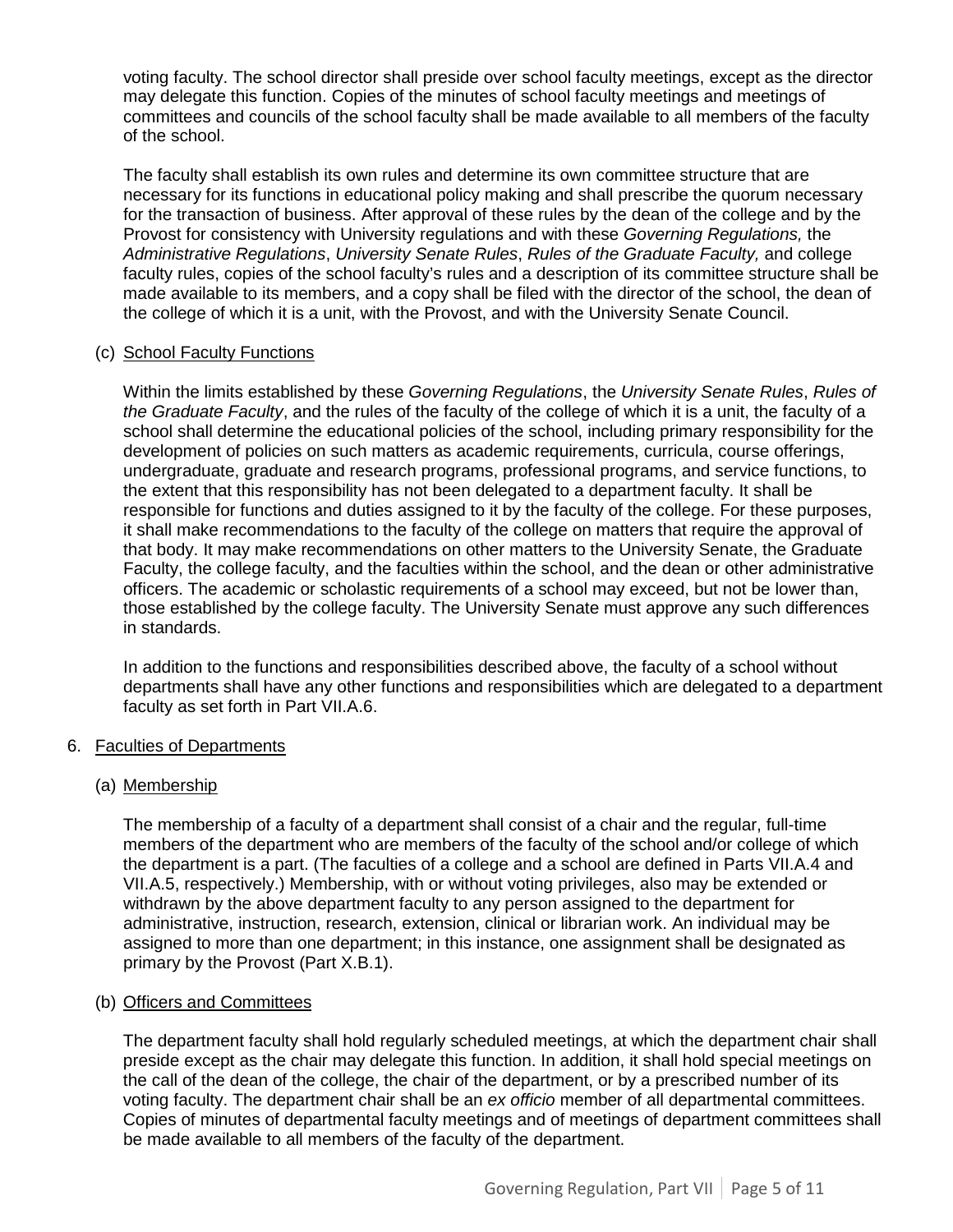voting faculty. The school director shall preside over school faculty meetings, except as the director may delegate this function. Copies of the minutes of school faculty meetings and meetings of committees and councils of the school faculty shall be made available to all members of the faculty of the school.

The faculty shall establish its own rules and determine its own committee structure that are necessary for its functions in educational policy making and shall prescribe the quorum necessary for the transaction of business. After approval of these rules by the dean of the college and by the Provost for consistency with University regulations and with these *Governing Regulations,* the *Administrative Regulations*, *University Senate Rules*, *Rules of the Graduate Faculty,* and college faculty rules, copies of the school faculty's rules and a description of its committee structure shall be made available to its members, and a copy shall be filed with the director of the school, the dean of the college of which it is a unit, with the Provost, and with the University Senate Council.

(c) School Faculty Functions

Within the limits established by these *Governing Regulations*, the *University Senate Rules*, *Rules of the Graduate Faculty*, and the rules of the faculty of the college of which it is a unit, the faculty of a school shall determine the educational policies of the school, including primary responsibility for the development of policies on such matters as academic requirements, curricula, course offerings, undergraduate, graduate and research programs, professional programs, and service functions, to the extent that this responsibility has not been delegated to a department faculty. It shall be responsible for functions and duties assigned to it by the faculty of the college. For these purposes, it shall make recommendations to the faculty of the college on matters that require the approval of that body. It may make recommendations on other matters to the University Senate, the Graduate Faculty, the college faculty, and the faculties within the school, and the dean or other administrative officers. The academic or scholastic requirements of a school may exceed, but not be lower than, those established by the college faculty. The University Senate must approve any such differences in standards.

In addition to the functions and responsibilities described above, the faculty of a school without departments shall have any other functions and responsibilities which are delegated to a department faculty as set forth in Part VII.A.6.

6. Faculties of Departments

(a) Membership

The membership of a faculty of a department shall consist of a chair and the regular, full-time members of the department who are members of the faculty of the school and/or college of which the department is a part. (The faculties of a college and a school are defined in Parts VII.A.4 and VII.A.5, respectively.) Membership, with or without voting privileges, also may be extended or withdrawn by the above department faculty to any person assigned to the department for administrative, instruction, research, extension, clinical or librarian work. An individual may be assigned to more than one department; in this instance, one assignment shall be designated as primary by the Provost (Part X.B.1).

(b) Officers and Committees

The department faculty shall hold regularly scheduled meetings, at which the department chair shall preside except as the chair may delegate this function. In addition, it shall hold special meetings on the call of the dean of the college, the chair of the department, or by a prescribed number of its voting faculty. The department chair shall be an *ex officio* member of all departmental committees. Copies of minutes of departmental faculty meetings and of meetings of department committees shall be made available to all members of the faculty of the department.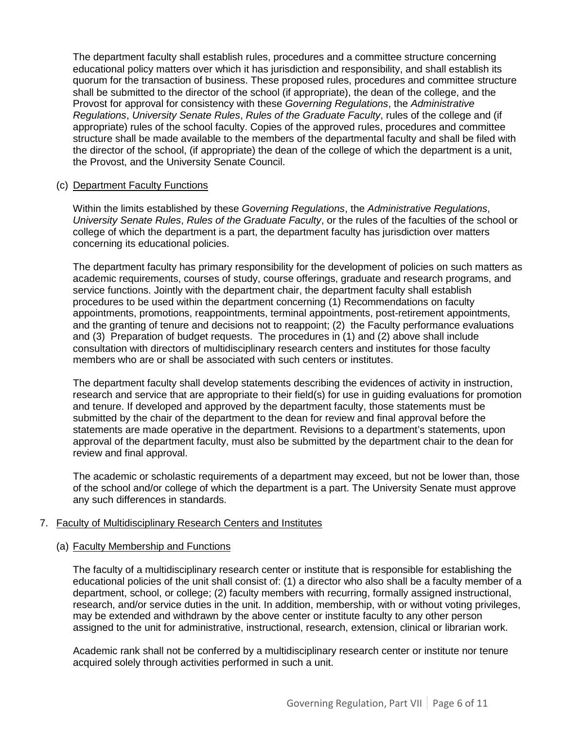The department faculty shall establish rules, procedures and a committee structure concerning educational policy matters over which it has jurisdiction and responsibility, and shall establish its quorum for the transaction of business. These proposed rules, procedures and committee structure shall be submitted to the director of the school (if appropriate), the dean of the college, and the Provost for approval for consistency with these *Governing Regulations*, the *Administrative Regulations*, *University Senate Rules*, *Rules of the Graduate Faculty*, rules of the college and (if appropriate) rules of the school faculty. Copies of the approved rules, procedures and committee structure shall be made available to the members of the departmental faculty and shall be filed with the director of the school, (if appropriate) the dean of the college of which the department is a unit, the Provost, and the University Senate Council.

(c) Department Faculty Functions

Within the limits established by these *Governing Regulations*, the *Administrative Regulations*, *University Senate Rules*, *Rules of the Graduate Faculty*, or the rules of the faculties of the school or college of which the department is a part, the department faculty has jurisdiction over matters concerning its educational policies.

The department faculty has primary responsibility for the development of policies on such matters as academic requirements, courses of study, course offerings, graduate and research programs, and service functions. Jointly with the department chair, the department faculty shall establish procedures to be used within the department concerning (1) Recommendations on faculty appointments, promotions, reappointments, terminal appointments, post-retirement appointments, and the granting of tenure and decisions not to reappoint; (2) the Faculty performance evaluations and (3) Preparation of budget requests. The procedures in (1) and (2) above shall include consultation with directors of multidisciplinary research centers and institutes for those faculty members who are or shall be associated with such centers or institutes.

The department faculty shall develop statements describing the evidences of activity in instruction, research and service that are appropriate to their field(s) for use in guiding evaluations for promotion and tenure. If developed and approved by the department faculty, those statements must be submitted by the chair of the department to the dean for review and final approval before the statements are made operative in the department. Revisions to a department's statements, upon approval of the department faculty, must also be submitted by the department chair to the dean for review and final approval.

The academic or scholastic requirements of a department may exceed, but not be lower than, those of the school and/or college of which the department is a part. The University Senate must approve any such differences in standards.

7. Faculty of Multidisciplinary Research Centers and Institutes

(a) Faculty Membership and Functions

The faculty of a multidisciplinary research center or institute that is responsible for establishing the educational policies of the unit shall consist of: (1) a director who also shall be a faculty member of a department, school, or college; (2) faculty members with recurring, formally assigned instructional, research, and/or service duties in the unit. In addition, membership, with or without voting privileges, may be extended and withdrawn by the above center or institute faculty to any other person assigned to the unit for administrative, instructional, research, extension, clinical or librarian work.

Academic rank shall not be conferred by a multidisciplinary research center or institute nor tenure acquired solely through activities performed in such a unit.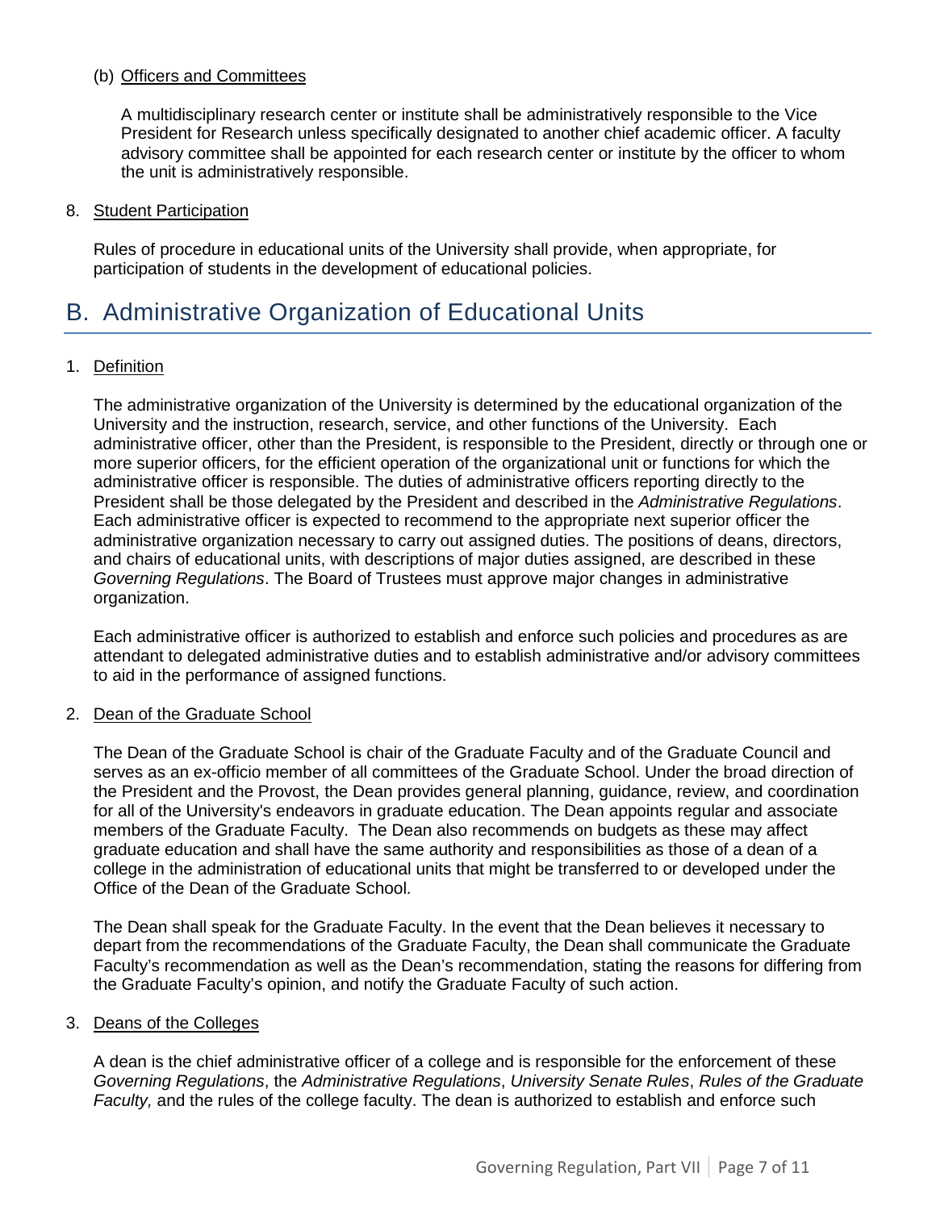(b) Officers and Committees

A multidisciplinary research center or institute shall be administratively responsible to the Vice President for Research unless specifically designated to another chief academic officer. A faculty advisory committee shall be appointed for each research center or institute by the officer to whom the unit is administratively responsible.

8. Student Participation

Rules of procedure in educational units of the University shall provide, when appropriate, for participation of students in the development of educational policies.

## B. Administrative Organization of Educational Units

1. Definition

The administrative organization of the University is determined by the educational organization of the University and the instruction, research, service, and other functions of the University. Each administrative officer, other than the President, is responsible to the President, directly or through one or more superior officers, for the efficient operation of the organizational unit or functions for which the administrative officer is responsible. The duties of administrative officers reporting directly to the President shall be those delegated by the President and described in the *Administrative Regulations*. Each administrative officer is expected to recommend to the appropriate next superior officer the administrative organization necessary to carry out assigned duties. The positions of deans, directors, and chairs of educational units, with descriptions of major duties assigned, are described in these *Governing Regulations*. The Board of Trustees must approve major changes in administrative organization.

Each administrative officer is authorized to establish and enforce such policies and procedures as are attendant to delegated administrative duties and to establish administrative and/or advisory committees to aid in the performance of assigned functions.

2. Dean of the Graduate School

The Dean of the Graduate School is chair of the Graduate Faculty and of the Graduate Council and serves as an ex-officio member of all committees of the Graduate School. Under the broad direction of the President and the Provost, the Dean provides general planning, guidance, review, and coordination for all of the University's endeavors in graduate education. The Dean appoints regular and associate members of the Graduate Faculty. The Dean also recommends on budgets as these may affect graduate education and shall have the same authority and responsibilities as those of a dean of a college in the administration of educational units that might be transferred to or developed under the Office of the Dean of the Graduate School.

The Dean shall speak for the Graduate Faculty. In the event that the Dean believes it necessary to depart from the recommendations of the Graduate Faculty, the Dean shall communicate the Graduate Faculty's recommendation as well as the Dean's recommendation, stating the reasons for differing from the Graduate Faculty's opinion, and notify the Graduate Faculty of such action.

3. Deans of the Colleges

A dean is the chief administrative officer of a college and is responsible for the enforcement of these *Governing Regulations*, the *Administrative Regulations*, *University Senate Rules*, *Rules of the Graduate Faculty,* and the rules of the college faculty. The dean is authorized to establish and enforce such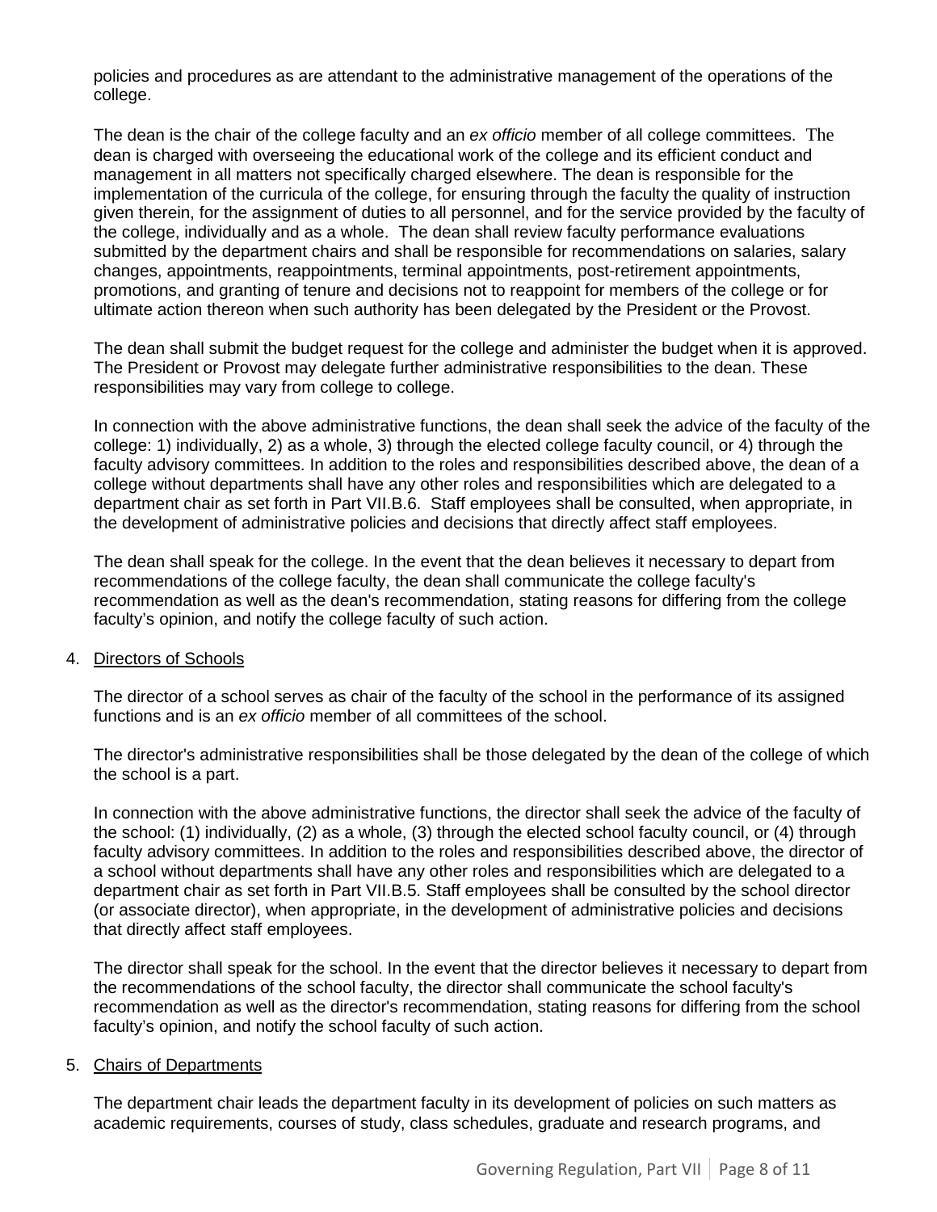policies and procedures as are attendant to the administrative management of the operations of the college.

The dean is the chair of the college faculty and an *ex officio* member of all college committees. The dean is charged with overseeing the educational work of the college and its efficient conduct and management in all matters not specifically charged elsewhere. The dean is responsible for the implementation of the curricula of the college, for ensuring through the faculty the quality of instruction given therein, for the assignment of duties to all personnel, and for the service provided by the faculty of the college, individually and as a whole. The dean shall review faculty performance evaluations submitted by the department chairs and shall be responsible for recommendations on salaries, salary changes, appointments, reappointments, terminal appointments, post-retirement appointments, promotions, and granting of tenure and decisions not to reappoint for members of the college or for ultimate action thereon when such authority has been delegated by the President or the Provost.

The dean shall submit the budget request for the college and administer the budget when it is approved. The President or Provost may delegate further administrative responsibilities to the dean. These responsibilities may vary from college to college.

In connection with the above administrative functions, the dean shall seek the advice of the faculty of the college: 1) individually, 2) as a whole, 3) through the elected college faculty council, or 4) through the faculty advisory committees. In addition to the roles and responsibilities described above, the dean of a college without departments shall have any other roles and responsibilities which are delegated to a department chair as set forth in Part VII.B.6. Staff employees shall be consulted, when appropriate, in the development of administrative policies and decisions that directly affect staff employees.

The dean shall speak for the college. In the event that the dean believes it necessary to depart from recommendations of the college faculty, the dean shall communicate the college faculty's recommendation as well as the dean's recommendation, stating reasons for differing from the college faculty's opinion, and notify the college faculty of such action.

4. Directors of Schools

The director of a school serves as chair of the faculty of the school in the performance of its assigned functions and is an *ex officio* member of all committees of the school.

The director's administrative responsibilities shall be those delegated by the dean of the college of which the school is a part.

In connection with the above administrative functions, the director shall seek the advice of the faculty of the school: (1) individually, (2) as a whole, (3) through the elected school faculty council, or (4) through faculty advisory committees. In addition to the roles and responsibilities described above, the director of a school without departments shall have any other roles and responsibilities which are delegated to a department chair as set forth in Part VII.B.5. Staff employees shall be consulted by the school director (or associate director), when appropriate, in the development of administrative policies and decisions that directly affect staff employees.

The director shall speak for the school. In the event that the director believes it necessary to depart from the recommendations of the school faculty, the director shall communicate the school faculty's recommendation as well as the director's recommendation, stating reasons for differing from the school faculty's opinion, and notify the school faculty of such action.

5. Chairs of Departments

The department chair leads the department faculty in its development of policies on such matters as academic requirements, courses of study, class schedules, graduate and research programs, and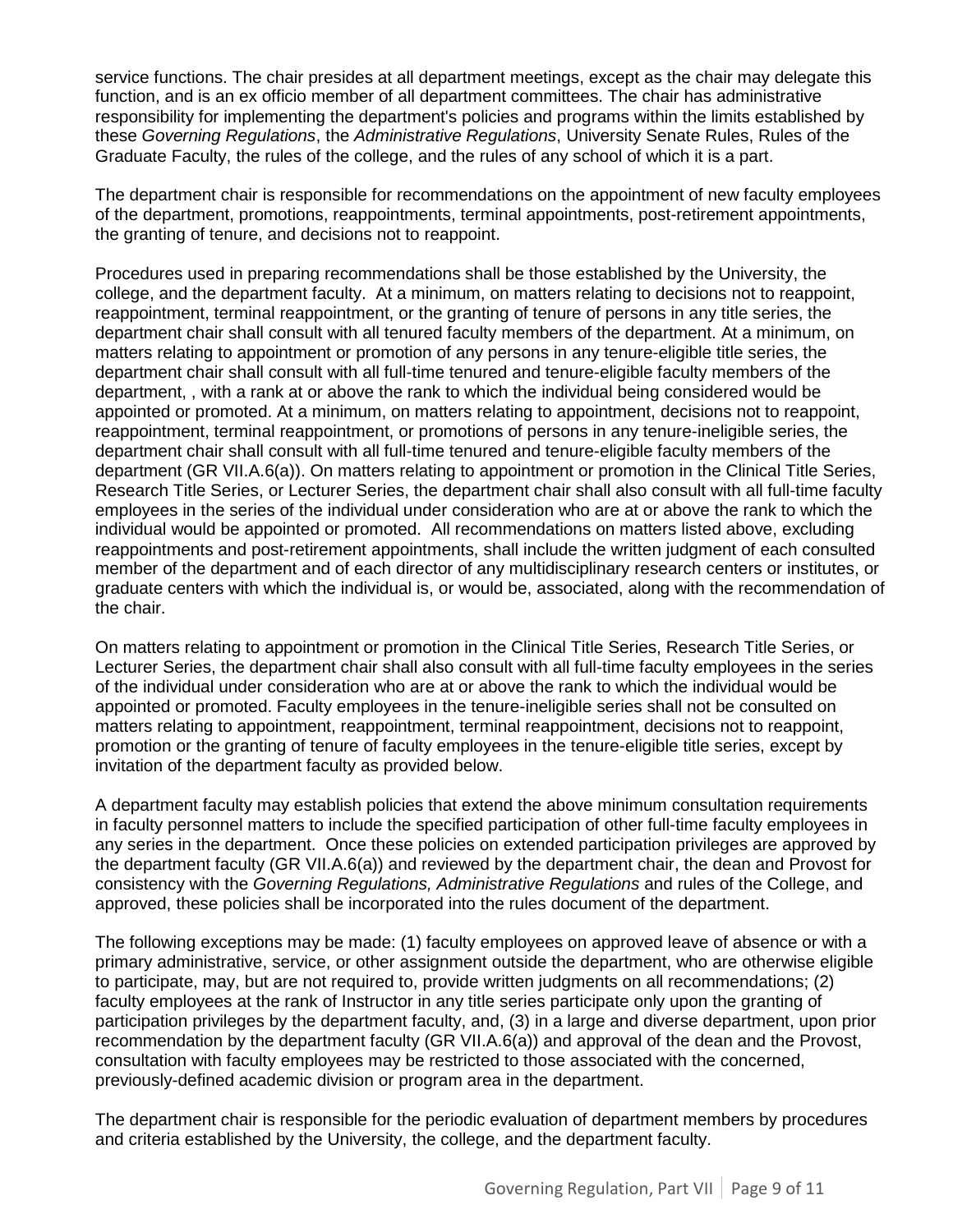service functions. The chair presides at all department meetings, except as the chair may delegate this function, and is an ex officio member of all department committees. The chair has administrative responsibility for implementing the department's policies and programs within the limits established by these *Governing Regulations*, the *Administrative Regulations*, University Senate Rules, Rules of the Graduate Faculty, the rules of the college, and the rules of any school of which it is a part.

The department chair is responsible for recommendations on the appointment of new faculty employees of the department, promotions, reappointments, terminal appointments, post-retirement appointments, the granting of tenure, and decisions not to reappoint.

Procedures used in preparing recommendations shall be those established by the University, the college, and the department faculty. At a minimum, on matters relating to decisions not to reappoint, reappointment, terminal reappointment, or the granting of tenure of persons in any title series, the department chair shall consult with all tenured faculty members of the department. At a minimum, on matters relating to appointment or promotion of any persons in any tenure-eligible title series, the department chair shall consult with all full-time tenured and tenure-eligible faculty members of the department, , with a rank at or above the rank to which the individual being considered would be appointed or promoted. At a minimum, on matters relating to appointment, decisions not to reappoint, reappointment, terminal reappointment, or promotions of persons in any tenure-ineligible series, the department chair shall consult with all full-time tenured and tenure-eligible faculty members of the department (GR VII.A.6(a)). On matters relating to appointment or promotion in the Clinical Title Series, Research Title Series, or Lecturer Series, the department chair shall also consult with all full-time faculty employees in the series of the individual under consideration who are at or above the rank to which the individual would be appointed or promoted. All recommendations on matters listed above, excluding reappointments and post-retirement appointments, shall include the written judgment of each consulted member of the department and of each director of any multidisciplinary research centers or institutes, or graduate centers with which the individual is, or would be, associated, along with the recommendation of the chair.

On matters relating to appointment or promotion in the Clinical Title Series, Research Title Series, or Lecturer Series, the department chair shall also consult with all full-time faculty employees in the series of the individual under consideration who are at or above the rank to which the individual would be appointed or promoted. Faculty employees in the tenure-ineligible series shall not be consulted on matters relating to appointment, reappointment, terminal reappointment, decisions not to reappoint, promotion or the granting of tenure of faculty employees in the tenure-eligible title series, except by invitation of the department faculty as provided below.

A department faculty may establish policies that extend the above minimum consultation requirements in faculty personnel matters to include the specified participation of other full-time faculty employees in any series in the department. Once these policies on extended participation privileges are approved by the department faculty (GR VII.A.6(a)) and reviewed by the department chair, the dean and Provost for consistency with the *Governing Regulations, Administrative Regulations* and rules of the College, and approved, these policies shall be incorporated into the rules document of the department.

The following exceptions may be made: (1) faculty employees on approved leave of absence or with a primary administrative, service, or other assignment outside the department, who are otherwise eligible to participate, may, but are not required to, provide written judgments on all recommendations; (2) faculty employees at the rank of Instructor in any title series participate only upon the granting of participation privileges by the department faculty, and, (3) in a large and diverse department, upon prior recommendation by the department faculty (GR VII.A.6(a)) and approval of the dean and the Provost, consultation with faculty employees may be restricted to those associated with the concerned, previously-defined academic division or program area in the department.

The department chair is responsible for the periodic evaluation of department members by procedures and criteria established by the University, the college, and the department faculty.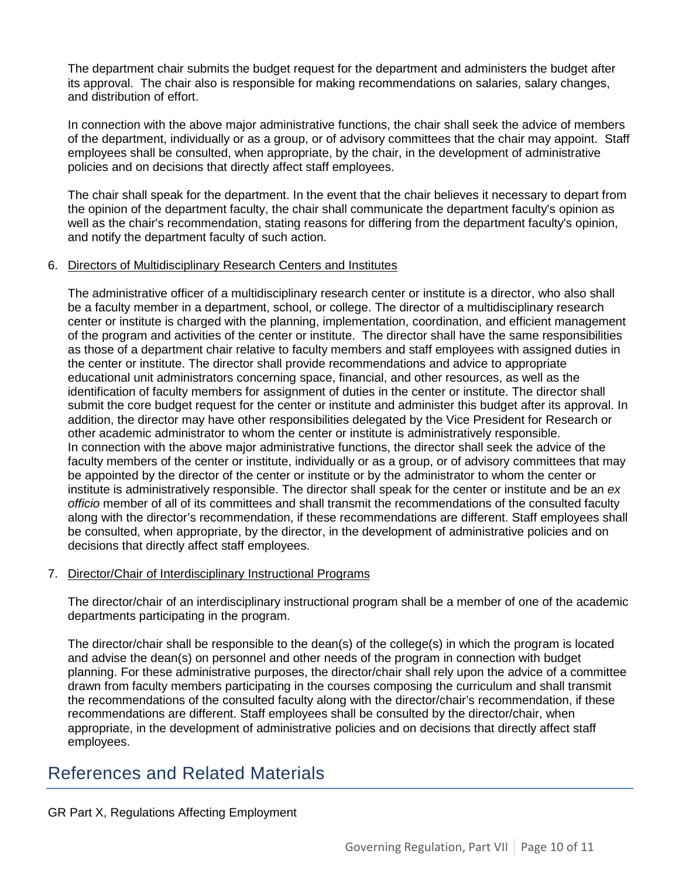The department chair submits the budget request for the department and administers the budget after its approval. The chair also is responsible for making recommendations on salaries, salary changes, and distribution of effort.

In connection with the above major administrative functions, the chair shall seek the advice of members of the department, individually or as a group, or of advisory committees that the chair may appoint. Staff employees shall be consulted, when appropriate, by the chair, in the development of administrative policies and on decisions that directly affect staff employees.

The chair shall speak for the department. In the event that the chair believes it necessary to depart from the opinion of the department faculty, the chair shall communicate the department faculty's opinion as well as the chair's recommendation, stating reasons for differing from the department faculty's opinion, and notify the department faculty of such action.

6. Directors of Multidisciplinary Research Centers and Institutes

   The administrative officer of a multidisciplinary research center or institute is a director, who also shall be a faculty member in a department, school, or college. The director of a multidisciplinary research center or institute is charged with the planning, implementation, coordination, and efficient management of the program and activities of the center or institute. The director shall have the same responsibilities as those of a department chair relative to faculty members and staff employees with assigned duties in the center or institute. The director shall provide recommendations and advice to appropriate educational unit administrators concerning space, financial, and other resources, as well as the identification of faculty members for assignment of duties in the center or institute. The director shall submit the core budget request for the center or institute and administer this budget after its approval. In addition, the director may have other responsibilities delegated by the Vice President for Research or other academic administrator to whom the center or institute is administratively responsible.
   In connection with the above major administrative functions, the director shall seek the advice of the faculty members of the center or institute, individually or as a group, or of advisory committees that may be appointed by the director of the center or institute or by the administrator to whom the center or institute is administratively responsible. The director shall speak for the center or institute and be an *ex officio* member of all of its committees and shall transmit the recommendations of the consulted faculty along with the director's recommendation, if these recommendations are different. Staff employees shall be consulted, when appropriate, by the director, in the development of administrative policies and on decisions that directly affect staff employees.

7. Director/Chair of Interdisciplinary Instructional Programs

   The director/chair of an interdisciplinary instructional program shall be a member of one of the academic departments participating in the program.

   The director/chair shall be responsible to the dean(s) of the college(s) in which the program is located and advise the dean(s) on personnel and other needs of the program in connection with budget planning. For these administrative purposes, the director/chair shall rely upon the advice of a committee drawn from faculty members participating in the courses composing the curriculum and shall transmit the recommendations of the consulted faculty along with the director/chair's recommendation, if these recommendations are different. Staff employees shall be consulted by the director/chair, when appropriate, in the development of administrative policies and on decisions that directly affect staff employees.

# References and Related Materials

GR Part X, Regulations Affecting Employment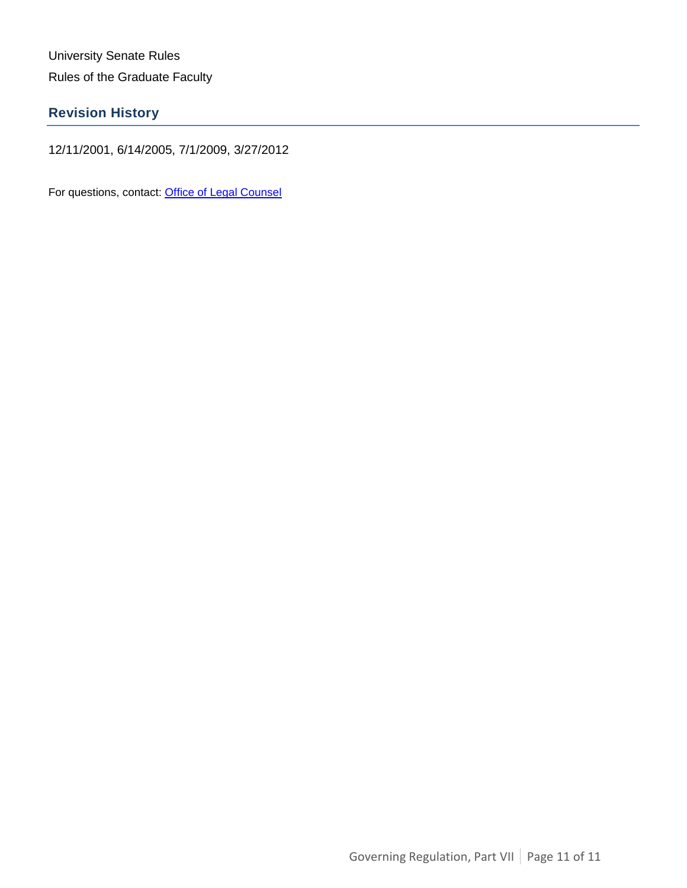University Senate Rules

Rules of the Graduate Faculty

## Revision History

12/11/2001, 6/14/2005, 7/1/2009, 3/27/2012

For questions, contact: [Office of Legal Counsel]()